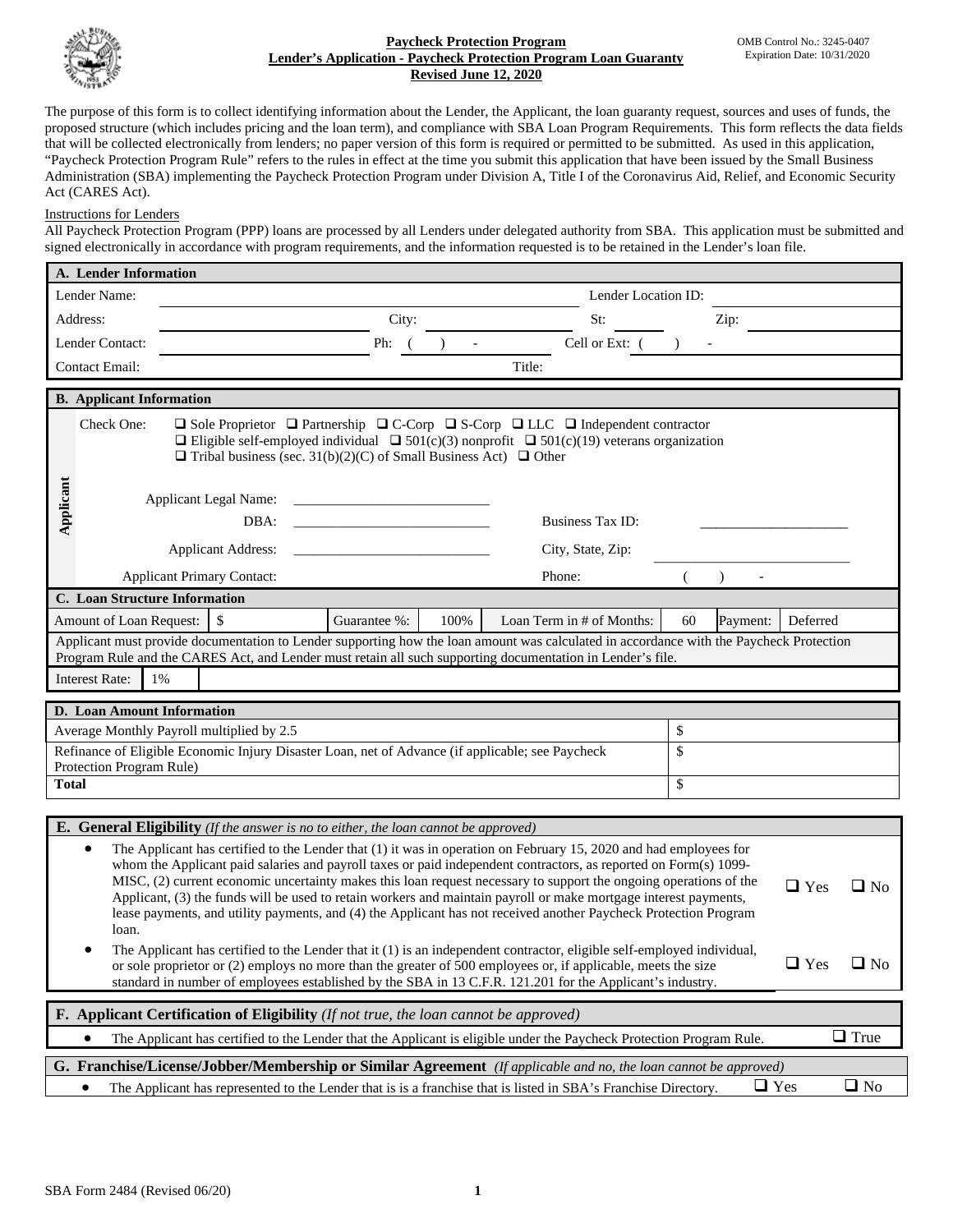**Paycheck Protection Program**
**Lender's Application - Paycheck Protection Program Loan Guaranty**
**Revised June 12, 2020**

OMB Control No.: 3245-0407
Expiration Date: 10/31/2020

The purpose of this form is to collect identifying information about the Lender, the Applicant, the loan guaranty request, sources and uses of funds, the proposed structure (which includes pricing and the loan term), and compliance with SBA Loan Program Requirements. This form reflects the data fields that will be collected electronically from lenders; no paper version of this form is required or permitted to be submitted. As used in this application, "Paycheck Protection Program Rule" refers to the rules in effect at the time you submit this application that have been issued by the Small Business Administration (SBA) implementing the Paycheck Protection Program under Division A, Title I of the Coronavirus Aid, Relief, and Economic Security Act (CARES Act).

Instructions for Lenders

All Paycheck Protection Program (PPP) loans are processed by all Lenders under delegated authority from SBA. This application must be submitted and signed electronically in accordance with program requirements, and the information requested is to be retained in the Lender's loan file.

**A. Lender Information**

| | | | |
|---|---|---|---|
| Lender Name: | | Lender Location ID: | |
| Address: | City: | St: | Zip: |
| Lender Contact: | Ph: ( ) - | Cell or Ext: ( ) - | |
| Contact Email: | | Title: | |

**B. Applicant Information**

**Applicant**

Check One: ❑ Sole Proprietor ❑ Partnership ❑ C-Corp ❑ S-Corp ❑ LLC ❑ Independent contractor
❑ Eligible self-employed individual ❑ 501(c)(3) nonprofit ❑ 501(c)(19) veterans organization
❑ Tribal business (sec. 31(b)(2)(C) of Small Business Act) ❑ Other

| | | | |
|---|---|---|---|
| Applicant Legal Name: | ___________________________ | | |
| DBA: | ___________________________ | Business Tax ID: | ____________________ |
| Applicant Address: | ___________________________ | City, State, Zip: | ___________________________ |
| Applicant Primary Contact: | | Phone: | ( ) - |

**C. Loan Structure Information**

| | | | | | | | |
|---|---|---|---|---|---|---|---|
| Amount of Loan Request: | $ | Guarantee %: | 100% | Loan Term in # of Months: | 60 | Payment: | Deferred |

Applicant must provide documentation to Lender supporting how the loan amount was calculated in accordance with the Paycheck Protection Program Rule and the CARES Act, and Lender must retain all such supporting documentation in Lender's file.

| | |
|---|---|
| Interest Rate: | 1% |

**D. Loan Amount Information**

| | |
|---|---|
| Average Monthly Payroll multiplied by 2.5 | $ |
| Refinance of Eligible Economic Injury Disaster Loan, net of Advance (if applicable; see Paycheck Protection Program Rule) | $ |
| **Total** | $ |

**E. General Eligibility** *(If the answer is no to either, the loan cannot be approved)*

- The Applicant has certified to the Lender that (1) it was in operation on February 15, 2020 and had employees for whom the Applicant paid salaries and payroll taxes or paid independent contractors, as reported on Form(s) 1099-MISC, (2) current economic uncertainty makes this loan request necessary to support the ongoing operations of the Applicant, (3) the funds will be used to retain workers and maintain payroll or make mortgage interest payments, lease payments, and utility payments, and (4) the Applicant has not received another Paycheck Protection Program loan. ❑ Yes ❑ No
- The Applicant has certified to the Lender that it (1) is an independent contractor, eligible self-employed individual, or sole proprietor or (2) employs no more than the greater of 500 employees or, if applicable, meets the size standard in number of employees established by the SBA in 13 C.F.R. 121.201 for the Applicant's industry. ❑ Yes ❑ No

**F. Applicant Certification of Eligibility** *(If not true, the loan cannot be approved)*

- The Applicant has certified to the Lender that the Applicant is eligible under the Paycheck Protection Program Rule. ❑ True

**G. Franchise/License/Jobber/Membership or Similar Agreement** *(If applicable and no, the loan cannot be approved)*

- The Applicant has represented to the Lender that is is a franchise that is listed in SBA's Franchise Directory. ❑ Yes ❑ No

SBA Form 2484 (Revised 06/20)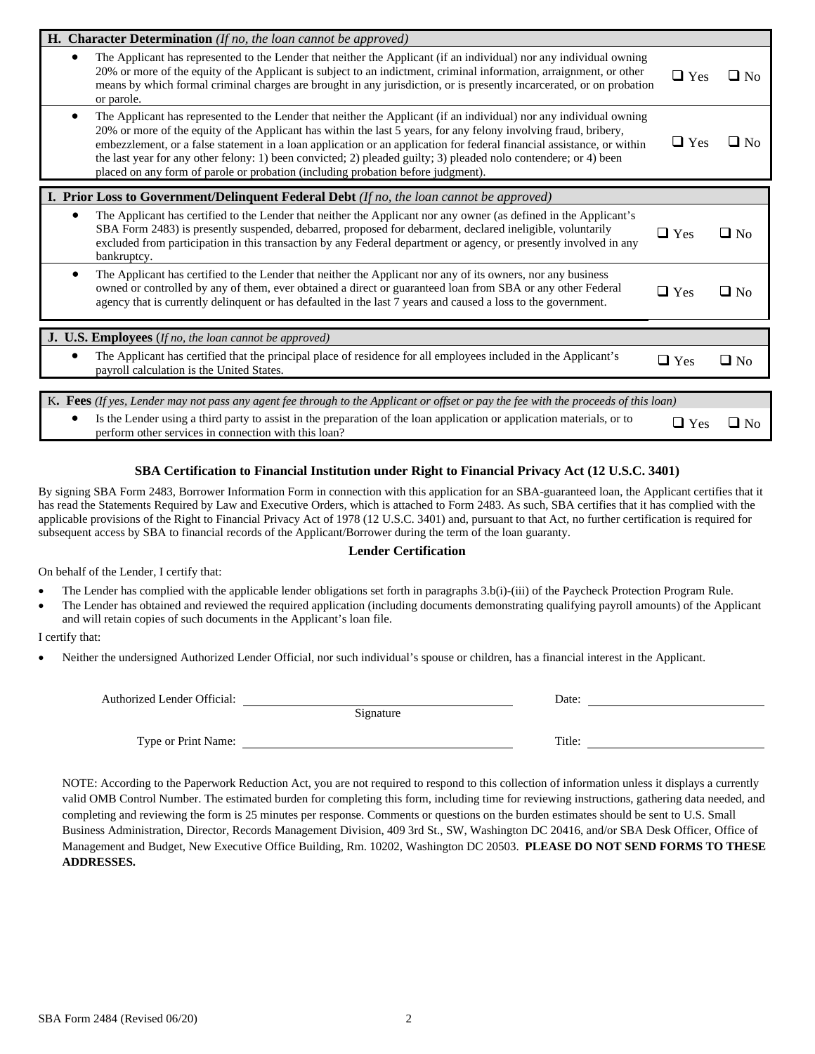| **H. Character Determination** *(If no, the loan cannot be approved)* | | |
|---|---|---|
| • The Applicant has represented to the Lender that neither the Applicant (if an individual) nor any individual owning 20% or more of the equity of the Applicant is subject to an indictment, criminal information, arraignment, or other means by which formal criminal charges are brought in any jurisdiction, or is presently incarcerated, or on probation or parole. | ❑ Yes | ❑ No |
| • The Applicant has represented to the Lender that neither the Applicant (if an individual) nor any individual owning 20% or more of the equity of the Applicant has within the last 5 years, for any felony involving fraud, bribery, embezzlement, or a false statement in a loan application or an application for federal financial assistance, or within the last year for any other felony: 1) been convicted; 2) pleaded guilty; 3) pleaded nolo contendere; or 4) been placed on any form of parole or probation (including probation before judgment). | ❑ Yes | ❑ No |

| **I. Prior Loss to Government/Delinquent Federal Debt** *(If no, the loan cannot be approved)* | | |
|---|---|---|
| • The Applicant has certified to the Lender that neither the Applicant nor any owner (as defined in the Applicant's SBA Form 2483) is presently suspended, debarred, proposed for debarment, declared ineligible, voluntarily excluded from participation in this transaction by any Federal department or agency, or presently involved in any bankruptcy. | ❑ Yes | ❑ No |
| • The Applicant has certified to the Lender that neither the Applicant nor any of its owners, nor any business owned or controlled by any of them, ever obtained a direct or guaranteed loan from SBA or any other Federal agency that is currently delinquent or has defaulted in the last 7 years and caused a loss to the government. | ❑ Yes | ❑ No |

| **J. U.S. Employees** (*If no, the loan cannot be approved)* | | |
|---|---|---|
| • The Applicant has certified that the principal place of residence for all employees included in the Applicant's payroll calculation is the United States. | ❑ Yes | ❑ No |

| K**. Fees** *(If yes, Lender may not pass any agent fee through to the Applicant or offset or pay the fee with the proceeds of this loan)* | | |
|---|---|---|
| • Is the Lender using a third party to assist in the preparation of the loan application or application materials, or to perform other services in connection with this loan? | ❑ Yes | ❑ No |

## SBA Certification to Financial Institution under Right to Financial Privacy Act (12 U.S.C. 3401)

By signing SBA Form 2483, Borrower Information Form in connection with this application for an SBA-guaranteed loan, the Applicant certifies that it has read the Statements Required by Law and Executive Orders, which is attached to Form 2483. As such, SBA certifies that it has complied with the applicable provisions of the Right to Financial Privacy Act of 1978 (12 U.S.C. 3401) and, pursuant to that Act, no further certification is required for subsequent access by SBA to financial records of the Applicant/Borrower during the term of the loan guaranty.

## Lender Certification

On behalf of the Lender, I certify that:

- The Lender has complied with the applicable lender obligations set forth in paragraphs 3.b(i)-(iii) of the Paycheck Protection Program Rule.
- The Lender has obtained and reviewed the required application (including documents demonstrating qualifying payroll amounts) of the Applicant and will retain copies of such documents in the Applicant's loan file.

I certify that:

- Neither the undersigned Authorized Lender Official, nor such individual's spouse or children, has a financial interest in the Applicant.

Authorized Lender Official: ______________________________ Date: ______________________
Signature

Type or Print Name: ______________________________ Title: ______________________

NOTE: According to the Paperwork Reduction Act, you are not required to respond to this collection of information unless it displays a currently valid OMB Control Number. The estimated burden for completing this form, including time for reviewing instructions, gathering data needed, and completing and reviewing the form is 25 minutes per response. Comments or questions on the burden estimates should be sent to U.S. Small Business Administration, Director, Records Management Division, 409 3rd St., SW, Washington DC 20416, and/or SBA Desk Officer, Office of Management and Budget, New Executive Office Building, Rm. 10202, Washington DC 20503. **PLEASE DO NOT SEND FORMS TO THESE ADDRESSES.**

SBA Form 2484 (Revised 06/20)